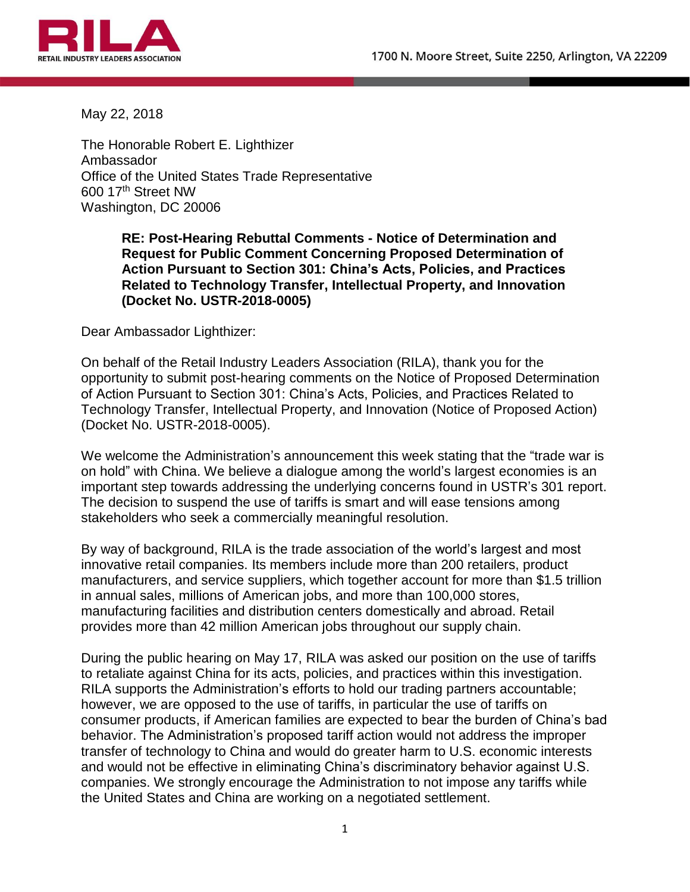RILA
RETAIL INDUSTRY LEADERS ASSOCIATION

1700 N. Moore Street, Suite 2250, Arlington, VA 22209

May 22, 2018

The Honorable Robert E. Lighthizer
Ambassador
Office of the United States Trade Representative
600 17th Street NW
Washington, DC 20006

**RE: Post-Hearing Rebuttal Comments - Notice of Determination and Request for Public Comment Concerning Proposed Determination of Action Pursuant to Section 301: China's Acts, Policies, and Practices Related to Technology Transfer, Intellectual Property, and Innovation (Docket No. USTR-2018-0005)**

Dear Ambassador Lighthizer:

On behalf of the Retail Industry Leaders Association (RILA), thank you for the opportunity to submit post-hearing comments on the Notice of Proposed Determination of Action Pursuant to Section 301: China's Acts, Policies, and Practices Related to Technology Transfer, Intellectual Property, and Innovation (Notice of Proposed Action) (Docket No. USTR-2018-0005).

We welcome the Administration's announcement this week stating that the "trade war is on hold" with China. We believe a dialogue among the world's largest economies is an important step towards addressing the underlying concerns found in USTR's 301 report. The decision to suspend the use of tariffs is smart and will ease tensions among stakeholders who seek a commercially meaningful resolution.

By way of background, RILA is the trade association of the world's largest and most innovative retail companies. Its members include more than 200 retailers, product manufacturers, and service suppliers, which together account for more than $1.5 trillion in annual sales, millions of American jobs, and more than 100,000 stores, manufacturing facilities and distribution centers domestically and abroad. Retail provides more than 42 million American jobs throughout our supply chain.

During the public hearing on May 17, RILA was asked our position on the use of tariffs to retaliate against China for its acts, policies, and practices within this investigation. RILA supports the Administration's efforts to hold our trading partners accountable; however, we are opposed to the use of tariffs, in particular the use of tariffs on consumer products, if American families are expected to bear the burden of China's bad behavior. The Administration's proposed tariff action would not address the improper transfer of technology to China and would do greater harm to U.S. economic interests and would not be effective in eliminating China's discriminatory behavior against U.S. companies. We strongly encourage the Administration to not impose any tariffs while the United States and China are working on a negotiated settlement.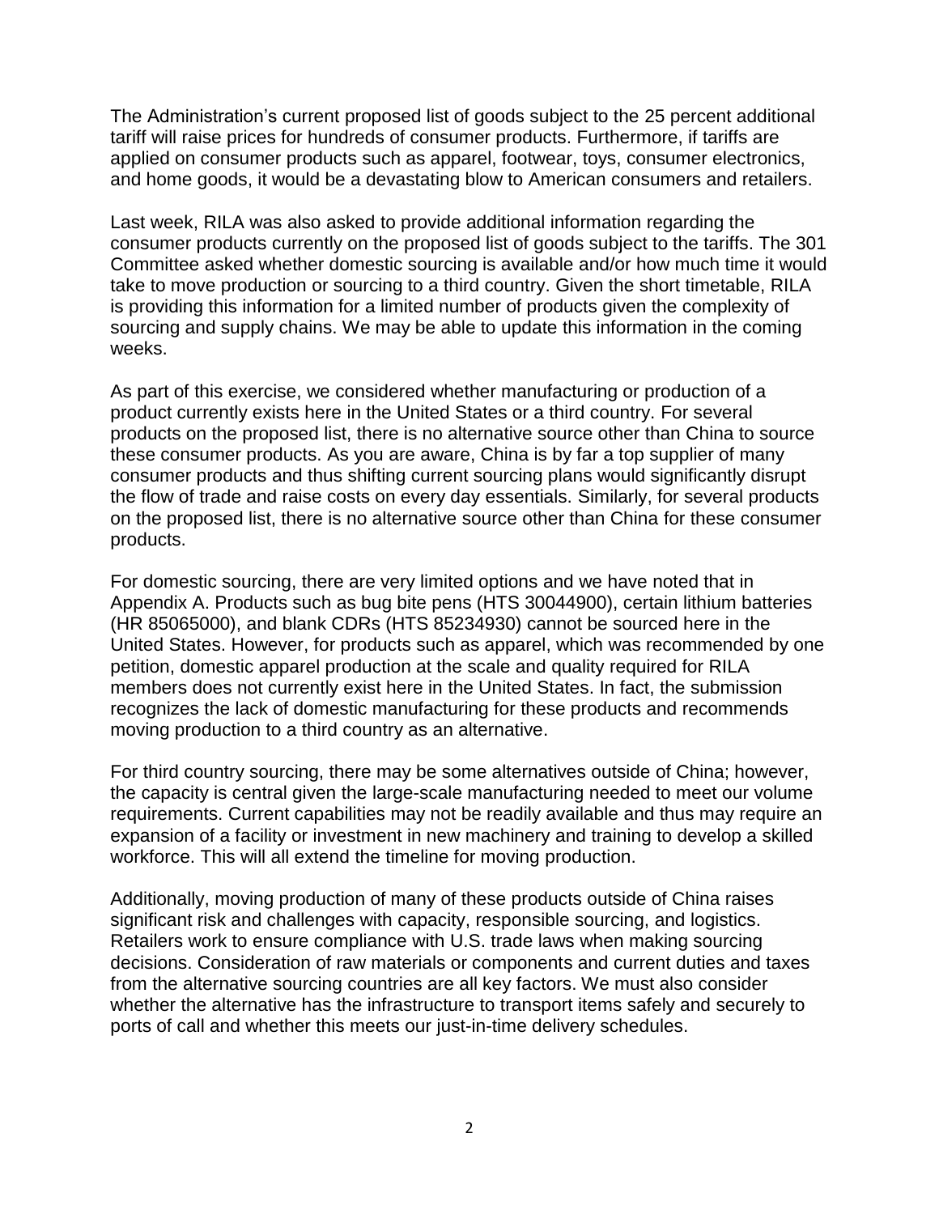The Administration's current proposed list of goods subject to the 25 percent additional tariff will raise prices for hundreds of consumer products. Furthermore, if tariffs are applied on consumer products such as apparel, footwear, toys, consumer electronics, and home goods, it would be a devastating blow to American consumers and retailers.

Last week, RILA was also asked to provide additional information regarding the consumer products currently on the proposed list of goods subject to the tariffs. The 301 Committee asked whether domestic sourcing is available and/or how much time it would take to move production or sourcing to a third country. Given the short timetable, RILA is providing this information for a limited number of products given the complexity of sourcing and supply chains. We may be able to update this information in the coming weeks.

As part of this exercise, we considered whether manufacturing or production of a product currently exists here in the United States or a third country. For several products on the proposed list, there is no alternative source other than China to source these consumer products. As you are aware, China is by far a top supplier of many consumer products and thus shifting current sourcing plans would significantly disrupt the flow of trade and raise costs on every day essentials. Similarly, for several products on the proposed list, there is no alternative source other than China for these consumer products.

For domestic sourcing, there are very limited options and we have noted that in Appendix A. Products such as bug bite pens (HTS 30044900), certain lithium batteries (HR 85065000), and blank CDRs (HTS 85234930) cannot be sourced here in the United States. However, for products such as apparel, which was recommended by one petition, domestic apparel production at the scale and quality required for RILA members does not currently exist here in the United States. In fact, the submission recognizes the lack of domestic manufacturing for these products and recommends moving production to a third country as an alternative.

For third country sourcing, there may be some alternatives outside of China; however, the capacity is central given the large-scale manufacturing needed to meet our volume requirements. Current capabilities may not be readily available and thus may require an expansion of a facility or investment in new machinery and training to develop a skilled workforce. This will all extend the timeline for moving production.

Additionally, moving production of many of these products outside of China raises significant risk and challenges with capacity, responsible sourcing, and logistics. Retailers work to ensure compliance with U.S. trade laws when making sourcing decisions. Consideration of raw materials or components and current duties and taxes from the alternative sourcing countries are all key factors. We must also consider whether the alternative has the infrastructure to transport items safely and securely to ports of call and whether this meets our just-in-time delivery schedules.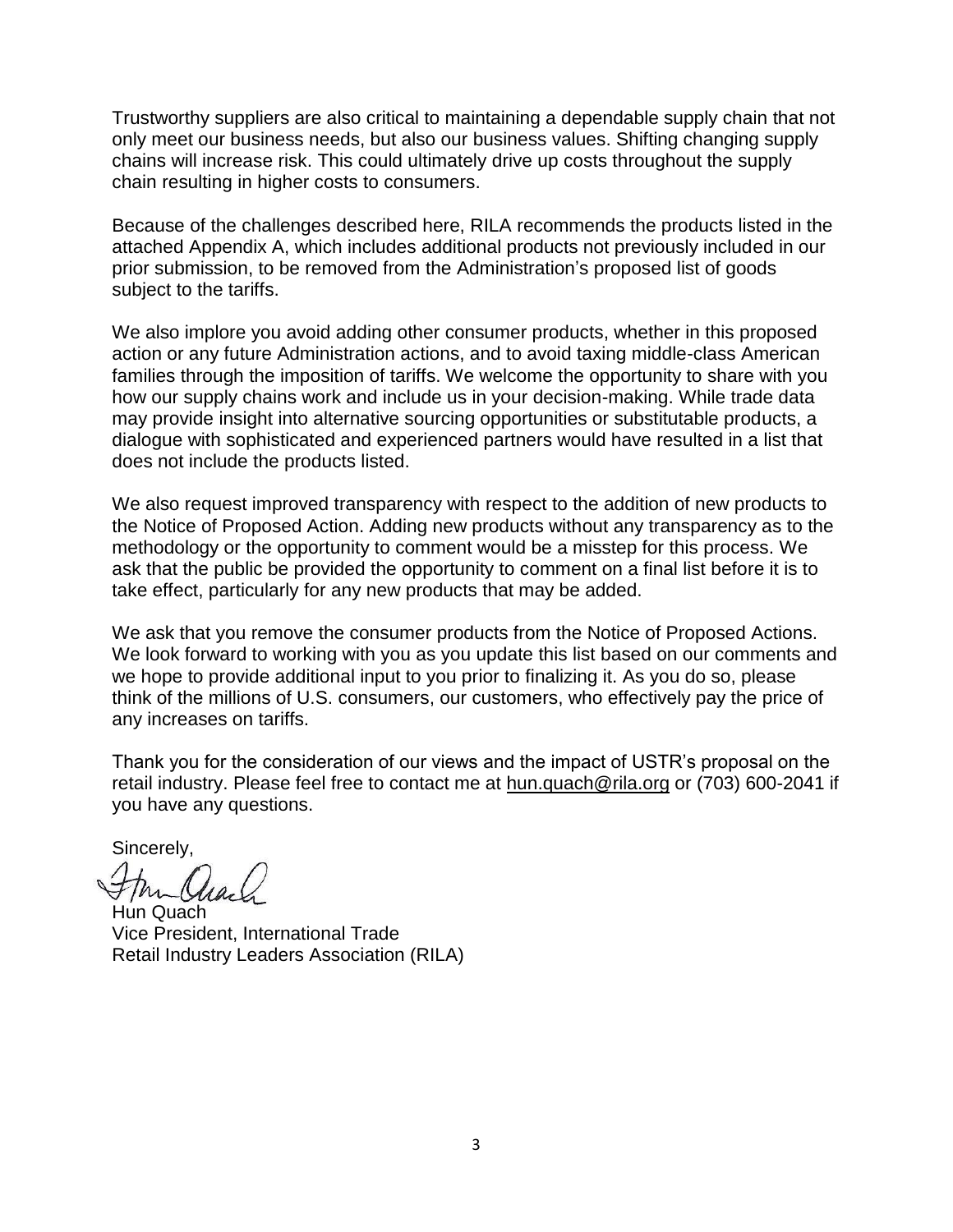Trustworthy suppliers are also critical to maintaining a dependable supply chain that not only meet our business needs, but also our business values. Shifting changing supply chains will increase risk. This could ultimately drive up costs throughout the supply chain resulting in higher costs to consumers.

Because of the challenges described here, RILA recommends the products listed in the attached Appendix A, which includes additional products not previously included in our prior submission, to be removed from the Administration's proposed list of goods subject to the tariffs.

We also implore you avoid adding other consumer products, whether in this proposed action or any future Administration actions, and to avoid taxing middle-class American families through the imposition of tariffs. We welcome the opportunity to share with you how our supply chains work and include us in your decision-making. While trade data may provide insight into alternative sourcing opportunities or substitutable products, a dialogue with sophisticated and experienced partners would have resulted in a list that does not include the products listed.

We also request improved transparency with respect to the addition of new products to the Notice of Proposed Action. Adding new products without any transparency as to the methodology or the opportunity to comment would be a misstep for this process. We ask that the public be provided the opportunity to comment on a final list before it is to take effect, particularly for any new products that may be added.

We ask that you remove the consumer products from the Notice of Proposed Actions. We look forward to working with you as you update this list based on our comments and we hope to provide additional input to you prior to finalizing it. As you do so, please think of the millions of U.S. consumers, our customers, who effectively pay the price of any increases on tariffs.

Thank you for the consideration of our views and the impact of USTR's proposal on the retail industry. Please feel free to contact me at hun.quach@rila.org or (703) 600-2041 if you have any questions.

Sincerely,

Hun Quach
Vice President, International Trade
Retail Industry Leaders Association (RILA)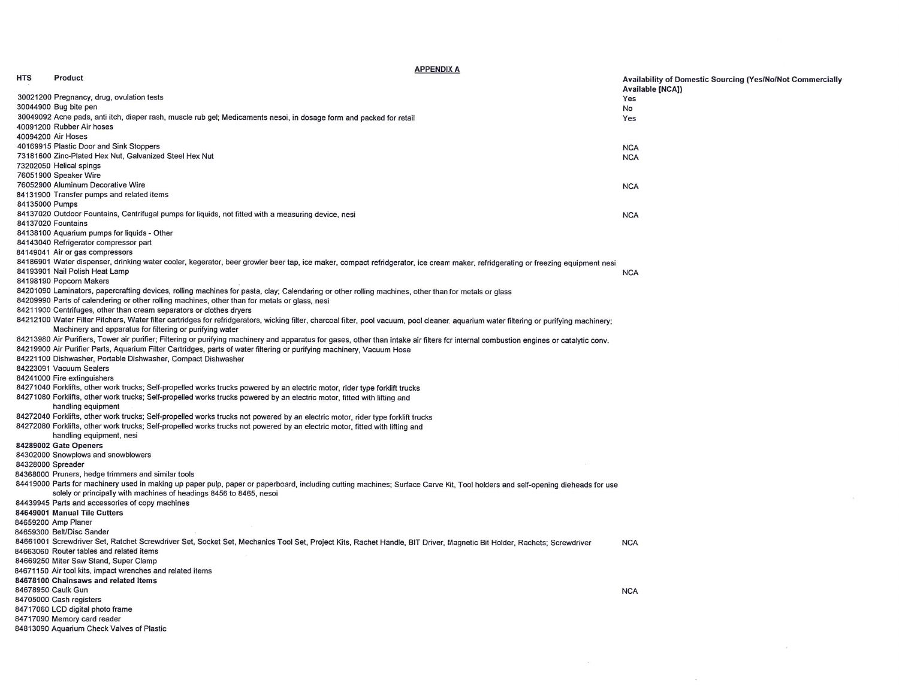**APPENDIX A**

| HTS | Product | Availability of Domestic Sourcing (Yes/No/Not Commercially Available [NCA]) |
|---|---|---|
| 30021200 | Pregnancy, drug, ovulation tests | Yes |
| 30044900 | Bug bite pen | No |
| 30049092 | Acne pads, anti itch, diaper rash, muscle rub gel; Medicaments nesoi, in dosage form and packed for retail | Yes |
| 40091200 | Rubber Air hoses | |
| 40094200 | Air Hoses | |
| 40169915 | Plastic Door and Sink Stoppers | NCA |
| 73181600 | Zinc-Plated Hex Nut, Galvanized Steel Hex Nut | NCA |
| 73202050 | Helical spings | |
| 76051900 | Speaker Wire | |
| 76052900 | Aluminum Decorative Wire | NCA |
| 84131900 | Transfer pumps and related items | |
| 84135000 | Pumps | |
| 84137020 | Outdoor Fountains, Centrifugal pumps for liquids, not fitted with a measuring device, nesi | NCA |
| 84137020 | Fountains | |
| 84138100 | Aquarium pumps for liquids - Other | |
| 84143040 | Refrigerator compressor part | |
| 84149041 | Air or gas compressors | |
| 84186901 | Water dispenser, drinking water cooler, kegerator, beer growler beer tap, ice maker, compact refridgerator, ice cream maker, refridgerating or freezing equipment nesi | |
| 84193901 | Nail Polish Heat Lamp | NCA |
| 84198190 | Popcorn Makers | |
| 84201090 | Laminators, papercrafting devices, rolling machines for pasta, clay; Calendaring or other rolling machines, other than for metals or glass | |
| 84209990 | Parts of calendering or other rolling machines, other than for metals or glass, nesi | |
| 84211900 | Centrifuges, other than cream separators or clothes dryers | |
| 84212100 | Water Filter Pitchers, Water filter cartridges for refridgerators, wicking filter, charcoal filter, pool vacuum, pool cleaner, aquarium water filtering or purifying machinery; Machinery and apparatus for filtering or purifying water | |
| 84213980 | Air Purifiers, Tower air purifier; Filtering or purifying machinery and apparatus for gases, other than intake air filters for internal combustion engines or catalytic conv. | |
| 84219900 | Air Purifier Parts, Aquarium Filter Cartridges, parts of water filtering or purifying machinery, Vacuum Hose | |
| 84221100 | Dishwasher, Portable Dishwasher, Compact Dishwasher | |
| 84223091 | Vacuum Sealers | |
| 84241000 | Fire extinguishers | |
| 84271040 | Forklifts, other work trucks; Self-propelled works trucks powered by an electric motor, rider type forklift trucks | |
| 84271080 | Forklifts, other work trucks; Self-propelled works trucks powered by an electric motor, fitted with lifting and handling equipment | |
| 84272040 | Forklifts, other work trucks; Self-propelled works trucks not powered by an electric motor, rider type forklift trucks | |
| 84272080 | Forklifts, other work trucks; Self-propelled works trucks not powered by an electric motor, fitted with lifting and handling equipment, nesi | |
| **84289002** | **Gate Openers** | |
| 84302000 | Snowplows and snowblowers | |
| 84328000 | Spreader | |
| 84368000 | Pruners, hedge trimmers and similar tools | |
| 84419000 | Parts for machinery used in making up paper pulp, paper or paperboard, including cutting machines; Surface Carve Kit, Tool holders and self-opening dieheads for use solely or principally with machines of headings 8456 to 8465, nesoi | |
| 84439945 | Parts and accessories of copy machines | |
| **84649001** | **Manual Tile Cutters** | |
| 84659200 | Amp Planer | |
| 84659300 | Belt/Disc Sander | |
| 84661001 | Screwdriver Set, Ratchet Screwdriver Set, Socket Set, Mechanics Tool Set, Project Kits, Rachet Handle, BIT Driver, Magnetic Bit Holder, Rachets; Screwdriver | NCA |
| 84663060 | Router tables and related items | |
| 84669250 | Miter Saw Stand, Super Clamp | |
| 84671150 | Air tool kits, impact wrenches and related items | |
| **84678100** | **Chainsaws and related items** | |
| 84678950 | Caulk Gun | NCA |
| 84705000 | Cash registers | |
| 84717060 | LCD digital photo frame | |
| 84717090 | Memory card reader | |
| 84813090 | Aquarium Check Valves of Plastic | |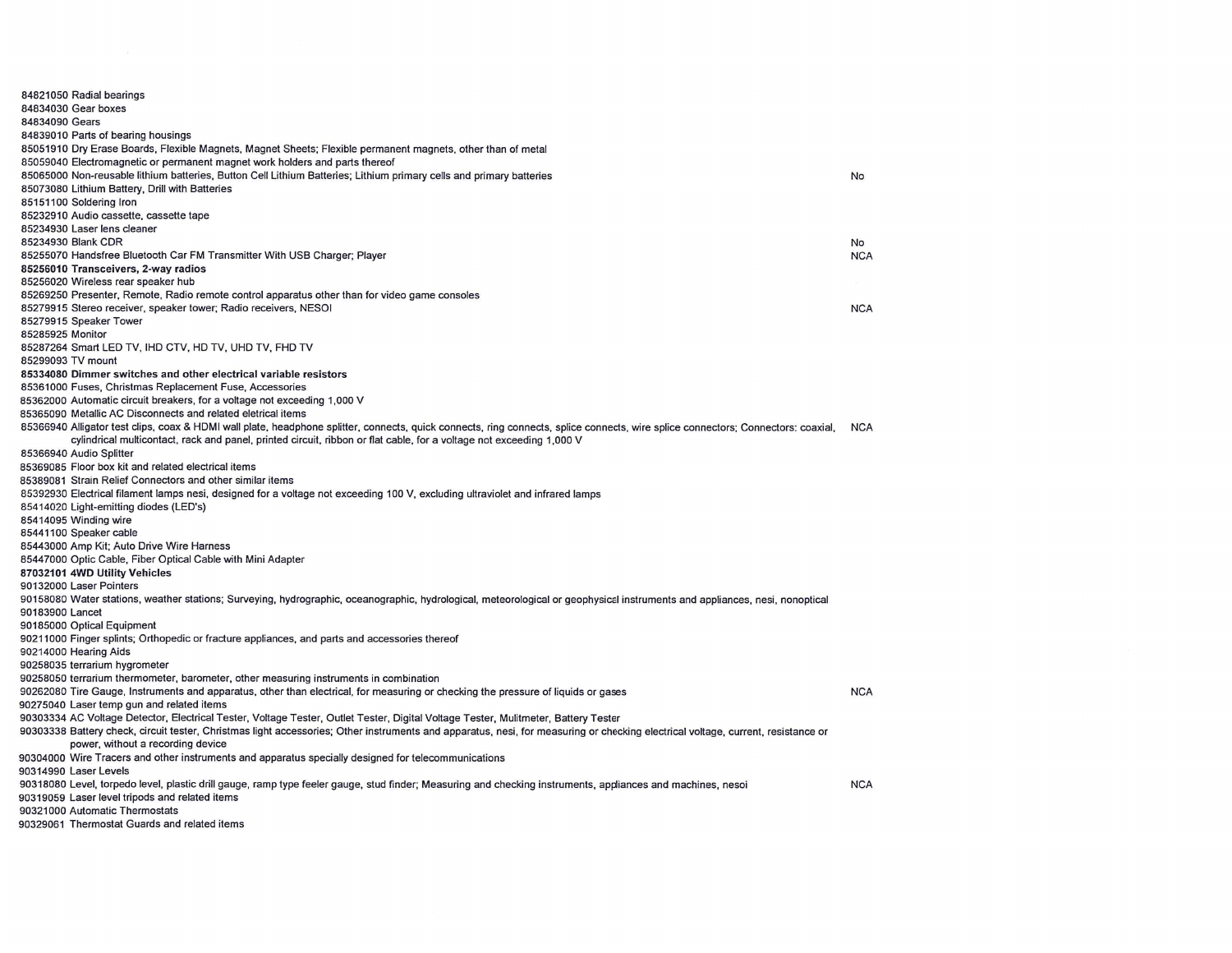| | | |
|---|---|---|
| 84821050 | Radial bearings | |
| 84834030 | Gear boxes | |
| 84834090 | Gears | |
| 84839010 | Parts of bearing housings | |
| 85051910 | Dry Erase Boards, Flexible Magnets, Magnet Sheets; Flexible permanent magnets, other than of metal | |
| 85059040 | Electromagnetic or permanent magnet work holders and parts thereof | |
| 85065000 | Non-reusable lithium batteries, Button Cell Lithium Batteries; Lithium primary cells and primary batteries | No |
| 85073080 | Lithium Battery, Drill with Batteries | |
| 85151100 | Soldering Iron | |
| 85232910 | Audio cassette, cassette tape | |
| 85234930 | Laser lens cleaner | |
| 85234930 | Blank CDR | No |
| 85255070 | Handsfree Bluetooth Car FM Transmitter With USB Charger; Player | NCA |
| **85256010** | **Transceivers, 2-way radios** | |
| 85256020 | Wireless rear speaker hub | |
| 85269250 | Presenter, Remote, Radio remote control apparatus other than for video game consoles | |
| 85279915 | Stereo receiver, speaker tower; Radio receivers, NESOI | NCA |
| 85279915 | Speaker Tower | |
| 85285925 | Monitor | |
| 85287264 | Smart LED TV, IHD CTV, HD TV, UHD TV, FHD TV | |
| 85299093 | TV mount | |
| **85334080** | **Dimmer switches and other electrical variable resistors** | |
| 85361000 | Fuses, Christmas Replacement Fuse, Accessories | |
| 85362000 | Automatic circuit breakers, for a voltage not exceeding 1,000 V | |
| 85365090 | Metallic AC Disconnects and related eletrical items | |
| 85366940 | Alligator test clips, coax & HDMI wall plate, headphone splitter, connects, quick connects, ring connects, splice connects, wire splice connectors; Connectors: coaxial, cylindrical multicontact, rack and panel, printed circuit, ribbon or flat cable, for a voltage not exceeding 1,000 V | NCA |
| 85366940 | Audio Splitter | |
| 85369085 | Floor box kit and related electrical items | |
| 85389081 | Strain Relief Connectors and other similar items | |
| 85392930 | Electrical filament lamps nesi, designed for a voltage not exceeding 100 V, excluding ultraviolet and infrared lamps | |
| 85414020 | Light-emitting diodes (LED's) | |
| 85414095 | Winding wire | |
| 85441100 | Speaker cable | |
| 85443000 | Amp Kit; Auto Drive Wire Harness | |
| 85447000 | Optic Cable, Fiber Optical Cable with Mini Adapter | |
| **87032101** | **4WD Utility Vehicles** | |
| 90132000 | Laser Pointers | |
| 90158080 | Water stations, weather stations; Surveying, hydrographic, oceanographic, hydrological, meteorological or geophysical instruments and appliances, nesi, nonoptical | |
| 90183900 | Lancet | |
| 90185000 | Optical Equipment | |
| 90211000 | Finger splints; Orthopedic or fracture appliances, and parts and accessories thereof | |
| 90214000 | Hearing Aids | |
| 90258035 | terrarium hygrometer | |
| 90258050 | terrarium thermometer, barometer, other measuring instruments in combination | |
| 90262080 | Tire Gauge, Instruments and apparatus, other than electrical, for measuring or checking the pressure of liquids or gases | NCA |
| 90275040 | Laser temp gun and related items | |
| 90303334 | AC Voltage Detector, Electrical Tester, Voltage Tester, Outlet Tester, Digital Voltage Tester, Mulitmeter, Battery Tester | |
| 90303338 | Battery check, circuit tester, Christmas light accessories; Other instruments and apparatus, nesi, for measuring or checking electrical voltage, current, resistance or power, without a recording device | |
| 90304000 | Wire Tracers and other instruments and apparatus specially designed for telecommunications | |
| 90314990 | Laser Levels | |
| 90318080 | Level, torpedo level, plastic drill gauge, ramp type feeler gauge, stud finder; Measuring and checking instruments, appliances and machines, nesoi | NCA |
| 90319059 | Laser level tripods and related items | |
| 90321000 | Automatic Thermostats | |
| 90329061 | Thermostat Guards and related items | |